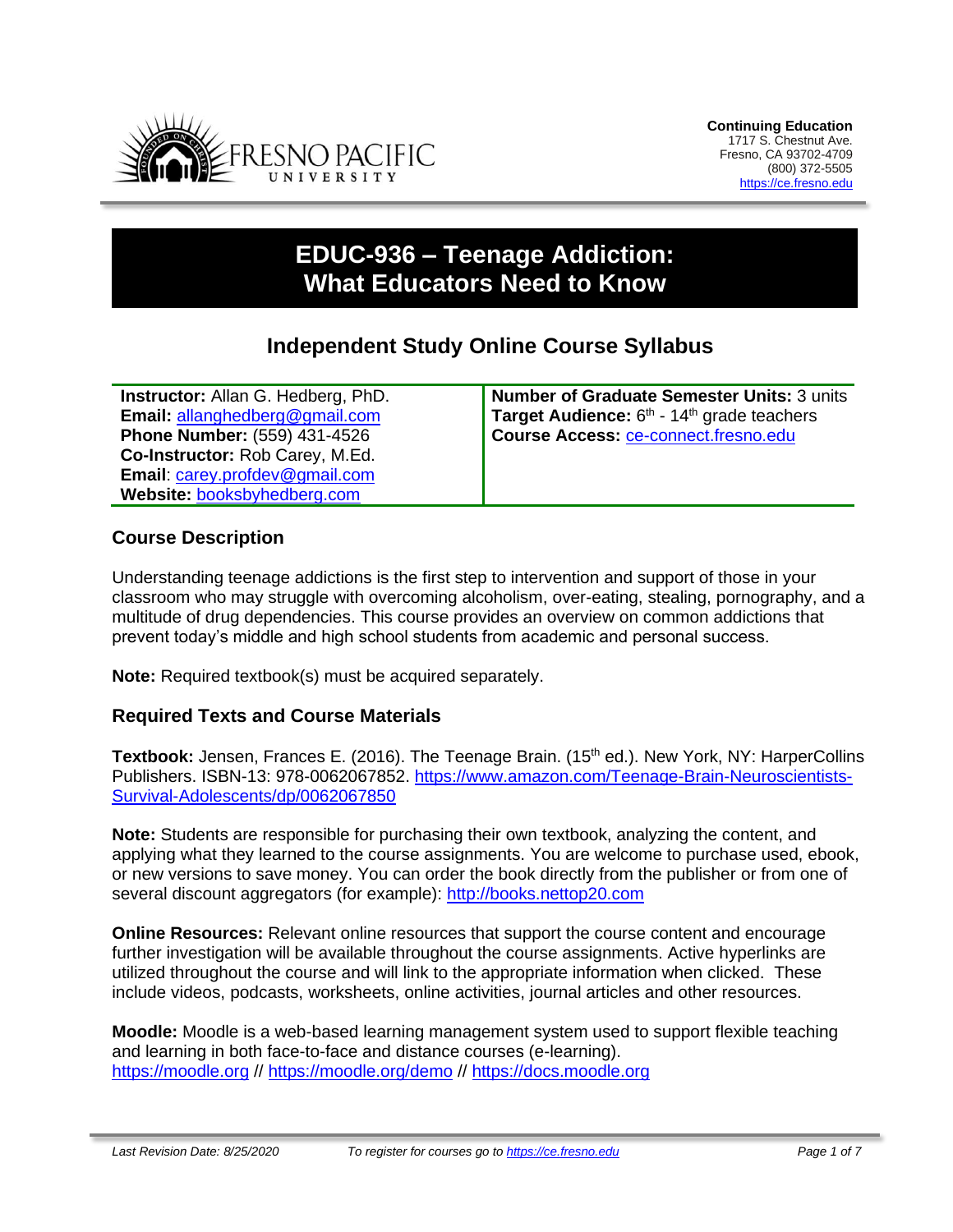Continuing Education
1717 S. Chestnut Ave.
Fresno, CA 93702-4709
(800) 372-5505
https://ce.fresno.edu

# EDUC-936 – Teenage Addiction: What Educators Need to Know

## Independent Study Online Course Syllabus

| | |
|---|---|
| **Instructor:** Allan G. Hedberg, PhD.<br>**Email:** allanghedberg@gmail.com<br>**Phone Number:** (559) 431-4526<br>**Co-Instructor:** Rob Carey, M.Ed.<br>**Email**: carey.profdev@gmail.com<br>**Website:** booksbyhedberg.com | **Number of Graduate Semester Units:** 3 units<br>**Target Audience:** 6th - 14th grade teachers<br>**Course Access:** ce-connect.fresno.edu |

### Course Description

Understanding teenage addictions is the first step to intervention and support of those in your classroom who may struggle with overcoming alcoholism, over-eating, stealing, pornography, and a multitude of drug dependencies. This course provides an overview on common addictions that prevent today's middle and high school students from academic and personal success.

**Note:** Required textbook(s) must be acquired separately.

### Required Texts and Course Materials

**Textbook:** Jensen, Frances E. (2016). The Teenage Brain. (15th ed.). New York, NY: HarperCollins Publishers. ISBN-13: 978-0062067852. https://www.amazon.com/Teenage-Brain-Neuroscientists-Survival-Adolescents/dp/0062067850

**Note:** Students are responsible for purchasing their own textbook, analyzing the content, and applying what they learned to the course assignments. You are welcome to purchase used, ebook, or new versions to save money. You can order the book directly from the publisher or from one of several discount aggregators (for example): http://books.nettop20.com

**Online Resources:** Relevant online resources that support the course content and encourage further investigation will be available throughout the course assignments. Active hyperlinks are utilized throughout the course and will link to the appropriate information when clicked. These include videos, podcasts, worksheets, online activities, journal articles and other resources.

**Moodle:** Moodle is a web-based learning management system used to support flexible teaching and learning in both face-to-face and distance courses (e-learning). https://moodle.org // https://moodle.org/demo // https://docs.moodle.org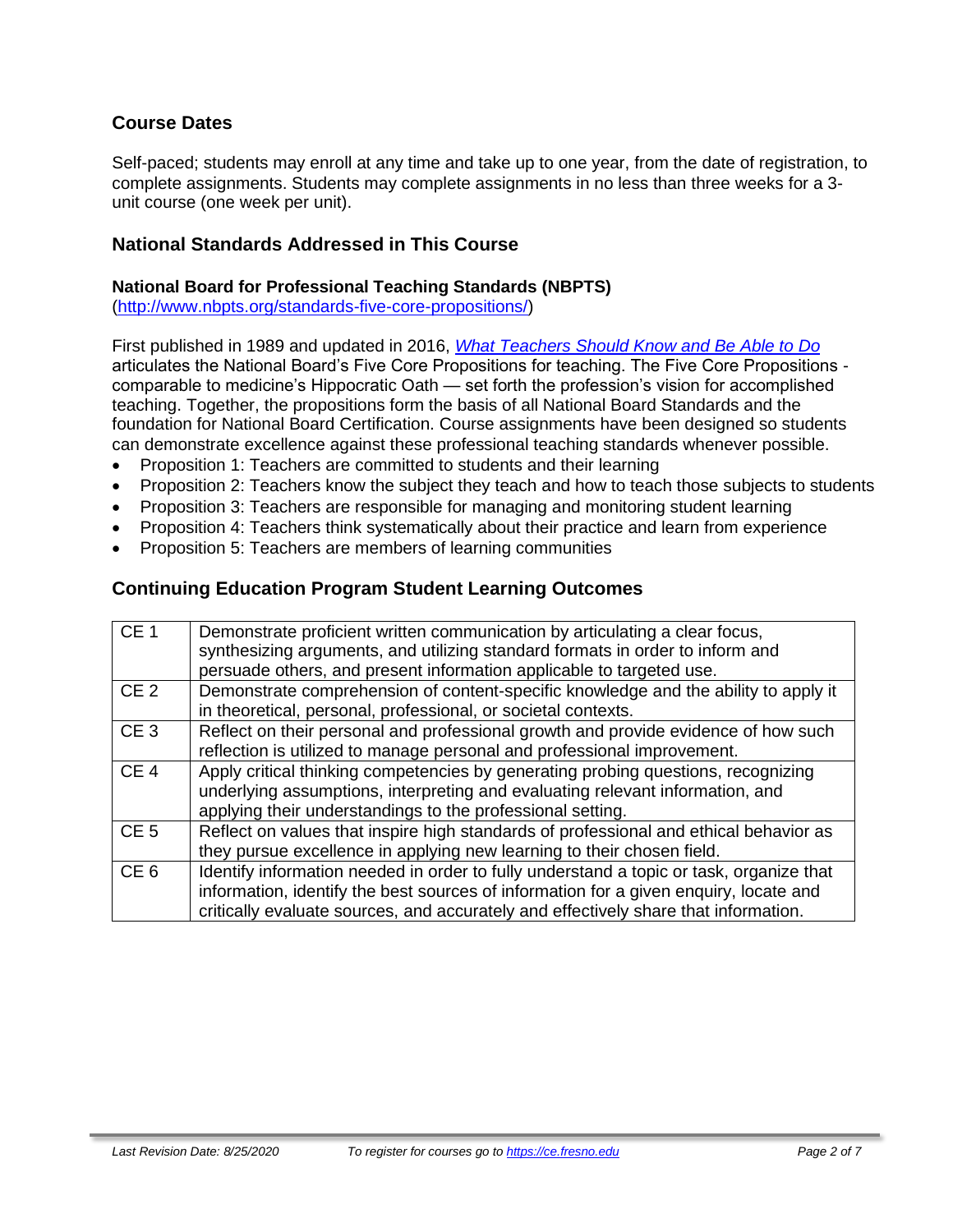## Course Dates

Self-paced; students may enroll at any time and take up to one year, from the date of registration, to complete assignments. Students may complete assignments in no less than three weeks for a 3-unit course (one week per unit).

## National Standards Addressed in This Course

### National Board for Professional Teaching Standards (NBPTS)

([http://www.nbpts.org/standards-five-core-propositions/](http://www.nbpts.org/standards-five-core-propositions/))

First published in 1989 and updated in 2016, *[What Teachers Should Know and Be Able to Do](http://www.accomplishedteacher.org/)* articulates the National Board's Five Core Propositions for teaching. The Five Core Propositions - comparable to medicine's Hippocratic Oath — set forth the profession's vision for accomplished teaching. Together, the propositions form the basis of all National Board Standards and the foundation for National Board Certification. Course assignments have been designed so students can demonstrate excellence against these professional teaching standards whenever possible.

- Proposition 1: Teachers are committed to students and their learning
- Proposition 2: Teachers know the subject they teach and how to teach those subjects to students
- Proposition 3: Teachers are responsible for managing and monitoring student learning
- Proposition 4: Teachers think systematically about their practice and learn from experience
- Proposition 5: Teachers are members of learning communities

## Continuing Education Program Student Learning Outcomes

| | |
|---|---|
| CE 1 | Demonstrate proficient written communication by articulating a clear focus, synthesizing arguments, and utilizing standard formats in order to inform and persuade others, and present information applicable to targeted use. |
| CE 2 | Demonstrate comprehension of content-specific knowledge and the ability to apply it in theoretical, personal, professional, or societal contexts. |
| CE 3 | Reflect on their personal and professional growth and provide evidence of how such reflection is utilized to manage personal and professional improvement. |
| CE 4 | Apply critical thinking competencies by generating probing questions, recognizing underlying assumptions, interpreting and evaluating relevant information, and applying their understandings to the professional setting. |
| CE 5 | Reflect on values that inspire high standards of professional and ethical behavior as they pursue excellence in applying new learning to their chosen field. |
| CE 6 | Identify information needed in order to fully understand a topic or task, organize that information, identify the best sources of information for a given enquiry, locate and critically evaluate sources, and accurately and effectively share that information. |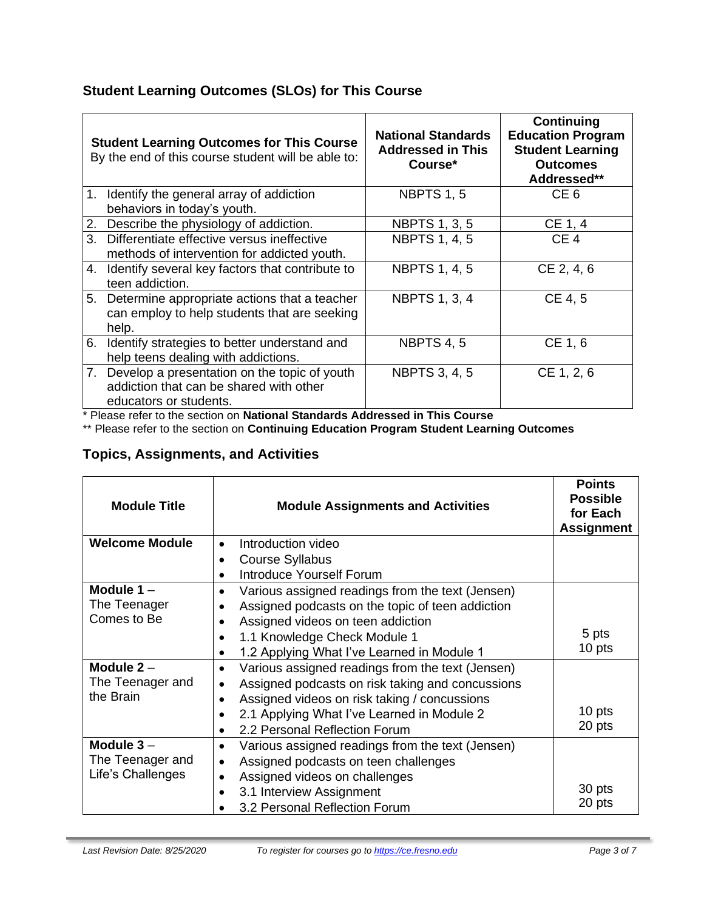## Student Learning Outcomes (SLOs) for This Course

| **Student Learning Outcomes for This Course** By the end of this course student will be able to: | **National Standards Addressed in This Course*** | **Continuing Education Program Student Learning Outcomes Addressed**** |
|---|---|---|
| 1. Identify the general array of addiction behaviors in today's youth. | NBPTS 1, 5 | CE 6 |
| 2. Describe the physiology of addiction. | NBPTS 1, 3, 5 | CE 1, 4 |
| 3. Differentiate effective versus ineffective methods of intervention for addicted youth. | NBPTS 1, 4, 5 | CE 4 |
| 4. Identify several key factors that contribute to teen addiction. | NBPTS 1, 4, 5 | CE 2, 4, 6 |
| 5. Determine appropriate actions that a teacher can employ to help students that are seeking help. | NBPTS 1, 3, 4 | CE 4, 5 |
| 6. Identify strategies to better understand and help teens dealing with addictions. | NBPTS 4, 5 | CE 1, 6 |
| 7. Develop a presentation on the topic of youth addiction that can be shared with other educators or students. | NBPTS 3, 4, 5 | CE 1, 2, 6 |

* Please refer to the section on **National Standards Addressed in This Course**

** Please refer to the section on **Continuing Education Program Student Learning Outcomes**

## Topics, Assignments, and Activities

| **Module Title** | **Module Assignments and Activities** | **Points Possible for Each Assignment** |
|---|---|---|
| **Welcome Module** | • Introduction video<br>• Course Syllabus<br>• Introduce Yourself Forum | |
| **Module 1** – The Teenager Comes to Be | • Various assigned readings from the text (Jensen)<br>• Assigned podcasts on the topic of teen addiction<br>• Assigned videos on teen addiction<br>• 1.1 Knowledge Check Module 1<br>• 1.2 Applying What I've Learned in Module 1 | 5 pts<br>10 pts |
| **Module 2** – The Teenager and the Brain | • Various assigned readings from the text (Jensen)<br>• Assigned podcasts on risk taking and concussions<br>• Assigned videos on risk taking / concussions<br>• 2.1 Applying What I've Learned in Module 2<br>• 2.2 Personal Reflection Forum | 10 pts<br>20 pts |
| **Module 3** – The Teenager and Life's Challenges | • Various assigned readings from the text (Jensen)<br>• Assigned podcasts on teen challenges<br>• Assigned videos on challenges<br>• 3.1 Interview Assignment<br>• 3.2 Personal Reflection Forum | 30 pts<br>20 pts |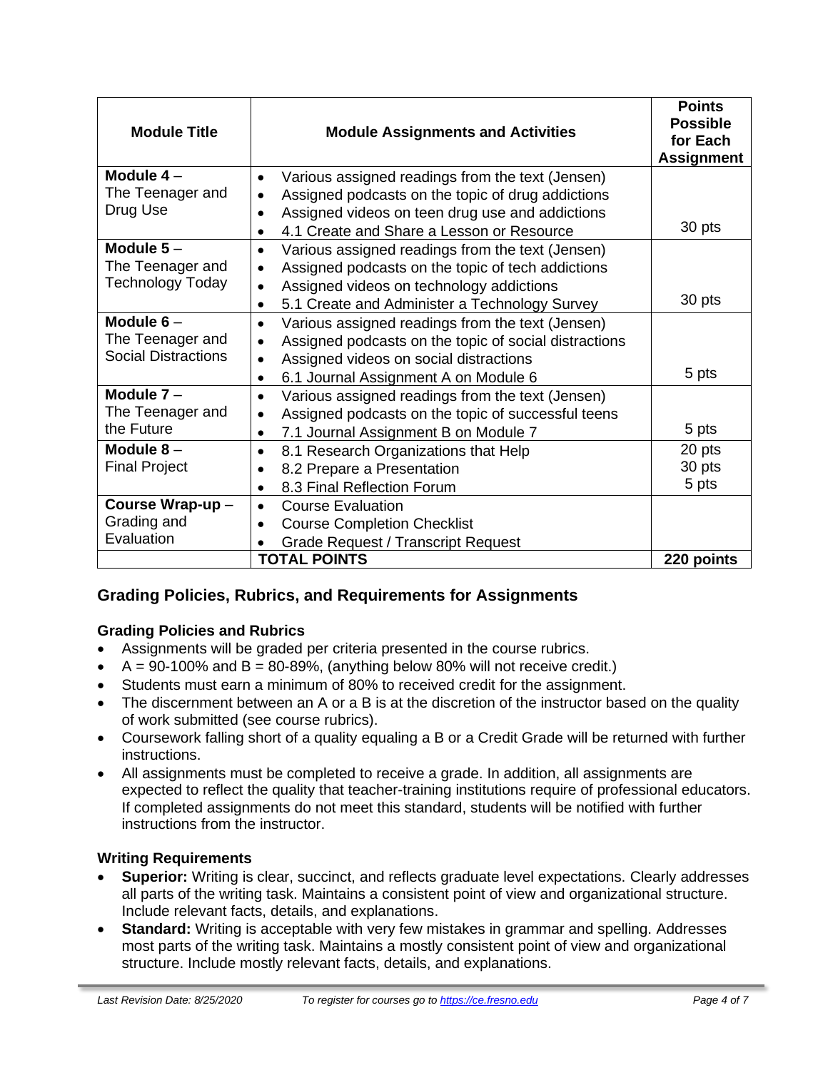| Module Title | Module Assignments and Activities | Points Possible for Each Assignment |
|---|---|---|
| **Module 4** – The Teenager and Drug Use | • Various assigned readings from the text (Jensen)<br>• Assigned podcasts on the topic of drug addictions<br>• Assigned videos on teen drug use and addictions<br>• 4.1 Create and Share a Lesson or Resource | 30 pts |
| **Module 5** – The Teenager and Technology Today | • Various assigned readings from the text (Jensen)<br>• Assigned podcasts on the topic of tech addictions<br>• Assigned videos on technology addictions<br>• 5.1 Create and Administer a Technology Survey | 30 pts |
| **Module 6** – The Teenager and Social Distractions | • Various assigned readings from the text (Jensen)<br>• Assigned podcasts on the topic of social distractions<br>• Assigned videos on social distractions<br>• 6.1 Journal Assignment A on Module 6 | 5 pts |
| **Module 7** – The Teenager and the Future | • Various assigned readings from the text (Jensen)<br>• Assigned podcasts on the topic of successful teens<br>• 7.1 Journal Assignment B on Module 7 | 5 pts |
| **Module 8** – Final Project | • 8.1 Research Organizations that Help<br>• 8.2 Prepare a Presentation<br>• 8.3 Final Reflection Forum | 20 pts<br>30 pts<br>5 pts |
| **Course Wrap-up** – Grading and Evaluation | • Course Evaluation<br>• Course Completion Checklist<br>• Grade Request / Transcript Request | |
| | **TOTAL POINTS** | **220 points** |

## Grading Policies, Rubrics, and Requirements for Assignments

### Grading Policies and Rubrics

- Assignments will be graded per criteria presented in the course rubrics.
- A = 90-100% and B = 80-89%, (anything below 80% will not receive credit.)
- Students must earn a minimum of 80% to received credit for the assignment.
- The discernment between an A or a B is at the discretion of the instructor based on the quality of work submitted (see course rubrics).
- Coursework falling short of a quality equaling a B or a Credit Grade will be returned with further instructions.
- All assignments must be completed to receive a grade. In addition, all assignments are expected to reflect the quality that teacher-training institutions require of professional educators. If completed assignments do not meet this standard, students will be notified with further instructions from the instructor.

### Writing Requirements

- **Superior:** Writing is clear, succinct, and reflects graduate level expectations. Clearly addresses all parts of the writing task. Maintains a consistent point of view and organizational structure. Include relevant facts, details, and explanations.
- **Standard:** Writing is acceptable with very few mistakes in grammar and spelling. Addresses most parts of the writing task. Maintains a mostly consistent point of view and organizational structure. Include mostly relevant facts, details, and explanations.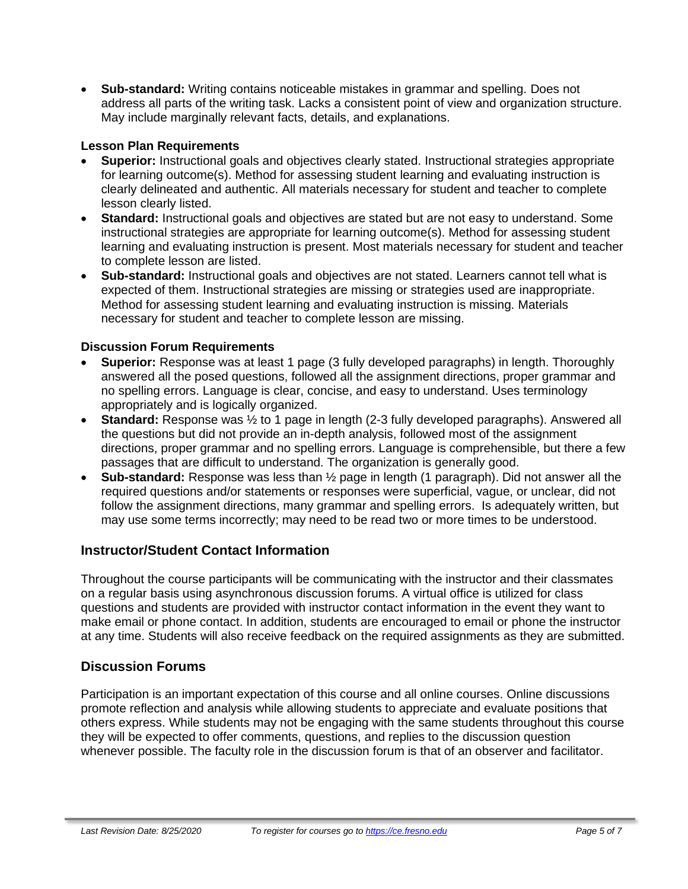- **Sub-standard:** Writing contains noticeable mistakes in grammar and spelling. Does not address all parts of the writing task. Lacks a consistent point of view and organization structure. May include marginally relevant facts, details, and explanations.

**Lesson Plan Requirements**

- **Superior:** Instructional goals and objectives clearly stated. Instructional strategies appropriate for learning outcome(s). Method for assessing student learning and evaluating instruction is clearly delineated and authentic. All materials necessary for student and teacher to complete lesson clearly listed.
- **Standard:** Instructional goals and objectives are stated but are not easy to understand. Some instructional strategies are appropriate for learning outcome(s). Method for assessing student learning and evaluating instruction is present. Most materials necessary for student and teacher to complete lesson are listed.
- **Sub-standard:** Instructional goals and objectives are not stated. Learners cannot tell what is expected of them. Instructional strategies are missing or strategies used are inappropriate. Method for assessing student learning and evaluating instruction is missing. Materials necessary for student and teacher to complete lesson are missing.

**Discussion Forum Requirements**

- **Superior:** Response was at least 1 page (3 fully developed paragraphs) in length. Thoroughly answered all the posed questions, followed all the assignment directions, proper grammar and no spelling errors. Language is clear, concise, and easy to understand. Uses terminology appropriately and is logically organized.
- **Standard:** Response was ½ to 1 page in length (2-3 fully developed paragraphs). Answered all the questions but did not provide an in-depth analysis, followed most of the assignment directions, proper grammar and no spelling errors. Language is comprehensible, but there a few passages that are difficult to understand. The organization is generally good.
- **Sub-standard:** Response was less than ½ page in length (1 paragraph). Did not answer all the required questions and/or statements or responses were superficial, vague, or unclear, did not follow the assignment directions, many grammar and spelling errors. Is adequately written, but may use some terms incorrectly; may need to be read two or more times to be understood.

## Instructor/Student Contact Information

Throughout the course participants will be communicating with the instructor and their classmates on a regular basis using asynchronous discussion forums. A virtual office is utilized for class questions and students are provided with instructor contact information in the event they want to make email or phone contact. In addition, students are encouraged to email or phone the instructor at any time. Students will also receive feedback on the required assignments as they are submitted.

## Discussion Forums

Participation is an important expectation of this course and all online courses. Online discussions promote reflection and analysis while allowing students to appreciate and evaluate positions that others express. While students may not be engaging with the same students throughout this course they will be expected to offer comments, questions, and replies to the discussion question whenever possible. The faculty role in the discussion forum is that of an observer and facilitator.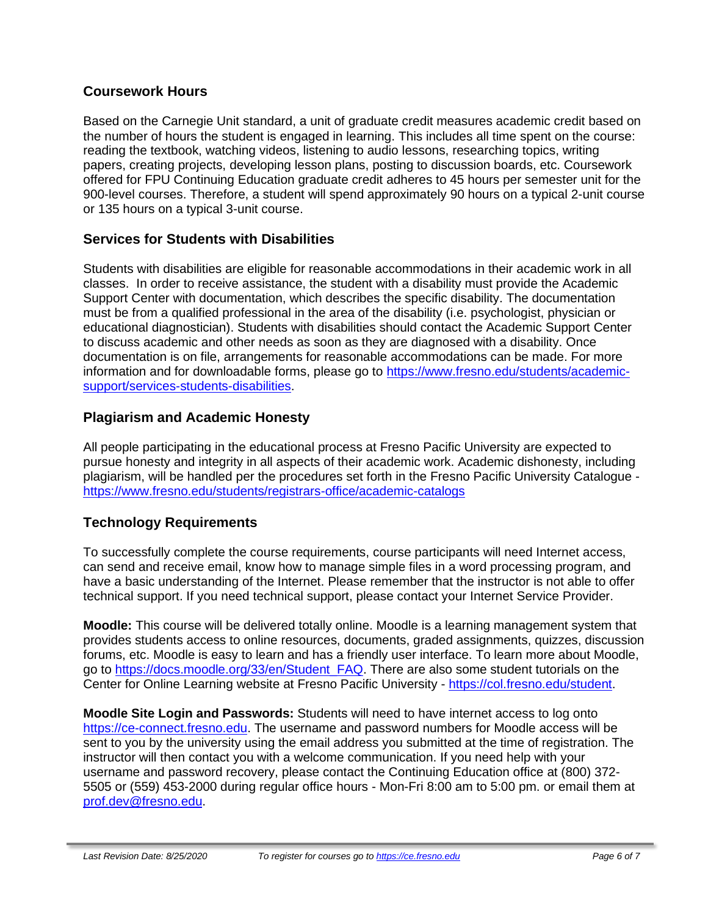## Coursework Hours

Based on the Carnegie Unit standard, a unit of graduate credit measures academic credit based on the number of hours the student is engaged in learning. This includes all time spent on the course: reading the textbook, watching videos, listening to audio lessons, researching topics, writing papers, creating projects, developing lesson plans, posting to discussion boards, etc. Coursework offered for FPU Continuing Education graduate credit adheres to 45 hours per semester unit for the 900-level courses. Therefore, a student will spend approximately 90 hours on a typical 2-unit course or 135 hours on a typical 3-unit course.

## Services for Students with Disabilities

Students with disabilities are eligible for reasonable accommodations in their academic work in all classes. In order to receive assistance, the student with a disability must provide the Academic Support Center with documentation, which describes the specific disability. The documentation must be from a qualified professional in the area of the disability (i.e. psychologist, physician or educational diagnostician). Students with disabilities should contact the Academic Support Center to discuss academic and other needs as soon as they are diagnosed with a disability. Once documentation is on file, arrangements for reasonable accommodations can be made. For more information and for downloadable forms, please go to [https://www.fresno.edu/students/academic-support/services-students-disabilities](https://www.fresno.edu/students/academic-support/services-students-disabilities).

## Plagiarism and Academic Honesty

All people participating in the educational process at Fresno Pacific University are expected to pursue honesty and integrity in all aspects of their academic work. Academic dishonesty, including plagiarism, will be handled per the procedures set forth in the Fresno Pacific University Catalogue - [https://www.fresno.edu/students/registrars-office/academic-catalogs](https://www.fresno.edu/students/registrars-office/academic-catalogs)

## Technology Requirements

To successfully complete the course requirements, course participants will need Internet access, can send and receive email, know how to manage simple files in a word processing program, and have a basic understanding of the Internet. Please remember that the instructor is not able to offer technical support. If you need technical support, please contact your Internet Service Provider.

**Moodle:** This course will be delivered totally online. Moodle is a learning management system that provides students access to online resources, documents, graded assignments, quizzes, discussion forums, etc. Moodle is easy to learn and has a friendly user interface. To learn more about Moodle, go to [https://docs.moodle.org/33/en/Student_FAQ](https://docs.moodle.org/33/en/Student_FAQ). There are also some student tutorials on the Center for Online Learning website at Fresno Pacific University - [https://col.fresno.edu/student](https://col.fresno.edu/student).

**Moodle Site Login and Passwords:** Students will need to have internet access to log onto [https://ce-connect.fresno.edu](https://ce-connect.fresno.edu). The username and password numbers for Moodle access will be sent to you by the university using the email address you submitted at the time of registration. The instructor will then contact you with a welcome communication. If you need help with your username and password recovery, please contact the Continuing Education office at (800) 372-5505 or (559) 453-2000 during regular office hours - Mon-Fri 8:00 am to 5:00 pm. or email them at [prof.dev@fresno.edu](mailto:prof.dev@fresno.edu).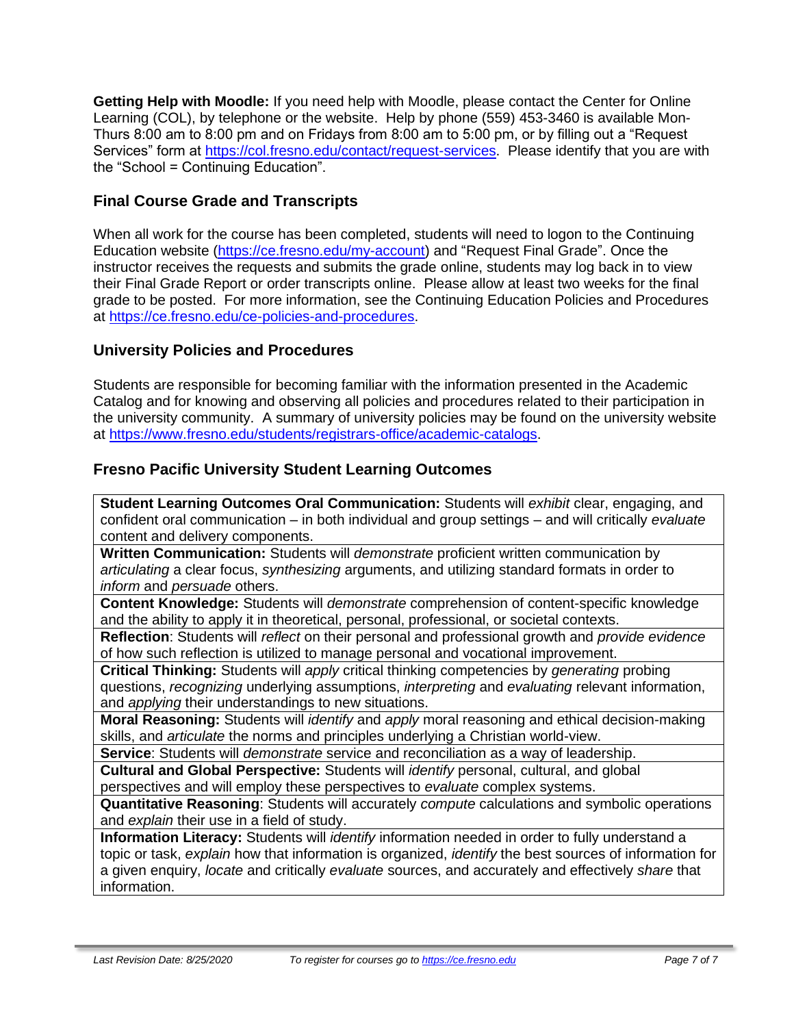**Getting Help with Moodle:** If you need help with Moodle, please contact the Center for Online Learning (COL), by telephone or the website. Help by phone (559) 453-3460 is available Mon-Thurs 8:00 am to 8:00 pm and on Fridays from 8:00 am to 5:00 pm, or by filling out a "Request Services" form at https://col.fresno.edu/contact/request-services. Please identify that you are with the "School = Continuing Education".

## Final Course Grade and Transcripts

When all work for the course has been completed, students will need to logon to the Continuing Education website (https://ce.fresno.edu/my-account) and "Request Final Grade". Once the instructor receives the requests and submits the grade online, students may log back in to view their Final Grade Report or order transcripts online. Please allow at least two weeks for the final grade to be posted. For more information, see the Continuing Education Policies and Procedures at https://ce.fresno.edu/ce-policies-and-procedures.

## University Policies and Procedures

Students are responsible for becoming familiar with the information presented in the Academic Catalog and for knowing and observing all policies and procedures related to their participation in the university community. A summary of university policies may be found on the university website at https://www.fresno.edu/students/registrars-office/academic-catalogs.

## Fresno Pacific University Student Learning Outcomes

| |
|---|
| **Student Learning Outcomes Oral Communication:** Students will *exhibit* clear, engaging, and confident oral communication – in both individual and group settings – and will critically *evaluate* content and delivery components. |
| **Written Communication:** Students will *demonstrate* proficient written communication by *articulating* a clear focus, *synthesizing* arguments, and utilizing standard formats in order to *inform* and *persuade* others. |
| **Content Knowledge:** Students will *demonstrate* comprehension of content-specific knowledge and the ability to apply it in theoretical, personal, professional, or societal contexts. |
| **Reflection**: Students will *reflect* on their personal and professional growth and *provide evidence* of how such reflection is utilized to manage personal and vocational improvement. |
| **Critical Thinking:** Students will *apply* critical thinking competencies by *generating* probing questions, *recognizing* underlying assumptions, *interpreting* and *evaluating* relevant information, and *applying* their understandings to new situations. |
| **Moral Reasoning:** Students will *identify* and *apply* moral reasoning and ethical decision-making skills, and *articulate* the norms and principles underlying a Christian world-view. |
| **Service**: Students will *demonstrate* service and reconciliation as a way of leadership. |
| **Cultural and Global Perspective:** Students will *identify* personal, cultural, and global perspectives and will employ these perspectives to *evaluate* complex systems. |
| **Quantitative Reasoning**: Students will accurately *compute* calculations and symbolic operations and *explain* their use in a field of study. |
| **Information Literacy:** Students will *identify* information needed in order to fully understand a topic or task, *explain* how that information is organized, *identify* the best sources of information for a given enquiry, *locate* and critically *evaluate* sources, and accurately and effectively *share* that information. |